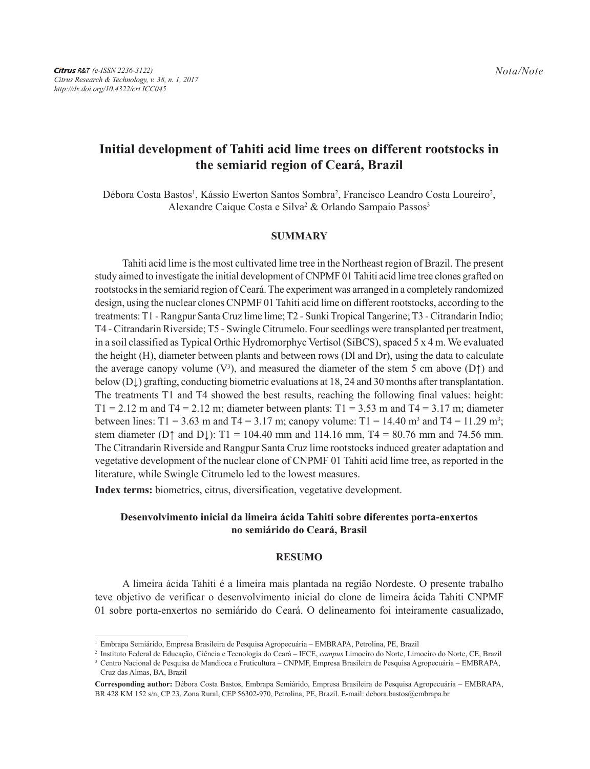Nota/Note

# Initial development of Tahiti acid lime trees on different rootstocks in the semiarid region of Ceará, Brazil

Débora Costa Bastos[1], Kássio Ewerton Santos Sombra[2], Francisco Leandro Costa Loureiro[2], Alexandre Caique Costa e Silva[2] & Orlando Sampaio Passos[3]

## SUMMARY

Tahiti acid lime is the most cultivated lime tree in the Northeast region of Brazil. The present study aimed to investigate the initial development of CNPMF 01 Tahiti acid lime tree clones grafted on rootstocks in the semiarid region of Ceará. The experiment was arranged in a completely randomized design, using the nuclear clones CNPMF 01 Tahiti acid lime on different rootstocks, according to the treatments: T1 - Rangpur Santa Cruz lime lime; T2 - Sunki Tropical Tangerine; T3 - Citrandarin Indio; T4 - Citrandarin Riverside; T5 - Swingle Citrumelo. Four seedlings were transplanted per treatment, in a soil classified as Typical Orthic Hydromorphyc Vertisol (SiBCS), spaced 5 x 4 m. We evaluated the height (H), diameter between plants and between rows (Dl and Dr), using the data to calculate the average canopy volume ($V^3$), and measured the diameter of the stem 5 cm above (D↑) and below (D↓) grafting, conducting biometric evaluations at 18, 24 and 30 months after transplantation. The treatments T1 and T4 showed the best results, reaching the following final values: height: T1 = 2.12 m and T4 = 2.12 m; diameter between plants: T1 = 3.53 m and T4 = 3.17 m; diameter between lines: T1 = 3.63 m and T4 = 3.17 m; canopy volume: T1 = 14.40 $m^3$ and T4 = 11.29 $m^3$; stem diameter (D↑ and D↓): T1 = 104.40 mm and 114.16 mm, T4 = 80.76 mm and 74.56 mm. The Citrandarin Riverside and Rangpur Santa Cruz lime rootstocks induced greater adaptation and vegetative development of the nuclear clone of CNPMF 01 Tahiti acid lime tree, as reported in the literature, while Swingle Citrumelo led to the lowest measures.

**Index terms:** biometrics, citrus, diversification, vegetative development.

### Desenvolvimento inicial da limeira ácida Tahiti sobre diferentes porta-enxertos no semiárido do Ceará, Brasil

## RESUMO

A limeira ácida Tahiti é a limeira mais plantada na região Nordeste. O presente trabalho teve objetivo de verificar o desenvolvimento inicial do clone de limeira ácida Tahiti CNPMF 01 sobre porta-enxertos no semiárido do Ceará. O delineamento foi inteiramente casualizado,

---

[1] Embrapa Semiárido, Empresa Brasileira de Pesquisa Agropecuária – EMBRAPA, Petrolina, PE, Brazil

[2] Instituto Federal de Educação, Ciência e Tecnologia do Ceará – IFCE, *campus* Limoeiro do Norte, Limoeiro do Norte, CE, Brazil

[3] Centro Nacional de Pesquisa de Mandioca e Fruticultura – CNPMF, Empresa Brasileira de Pesquisa Agropecuária – EMBRAPA, Cruz das Almas, BA, Brazil

**Corresponding author:** Débora Costa Bastos, Embrapa Semiárido, Empresa Brasileira de Pesquisa Agropecuária – EMBRAPA, BR 428 KM 152 s/n, CP 23, Zona Rural, CEP 56302-970, Petrolina, PE, Brazil. E-mail: debora.bastos@embrapa.br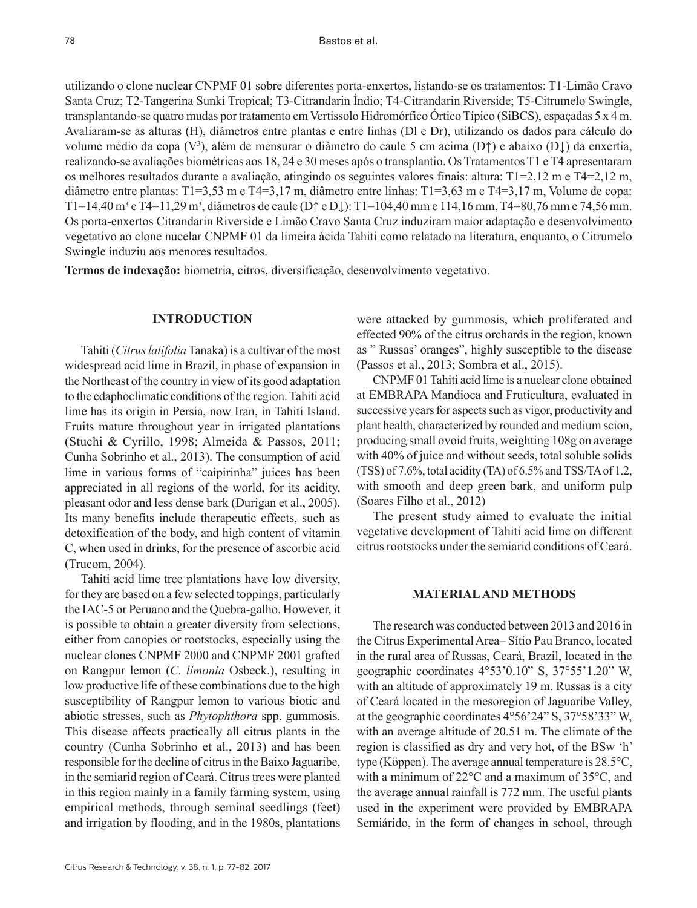utilizando o clone nuclear CNPMF 01 sobre diferentes porta-enxertos, listando-se os tratamentos: T1-Limão Cravo Santa Cruz; T2-Tangerina Sunki Tropical; T3-Citrandarin Índio; T4-Citrandarin Riverside; T5-Citrumelo Swingle, transplantando-se quatro mudas por tratamento em Vertissolo Hidromórfico Órtico Típico (SiBCS), espaçadas 5 x 4 m. Avaliaram-se as alturas (H), diâmetros entre plantas e entre linhas (Dl e Dr), utilizando os dados para cálculo do volume médio da copa ($V^3$), além de mensurar o diâmetro do caule 5 cm acima (D↑) e abaixo (D↓) da enxertia, realizando-se avaliações biométricas aos 18, 24 e 30 meses após o transplantio. Os Tratamentos T1 e T4 apresentaram os melhores resultados durante a avaliação, atingindo os seguintes valores finais: altura: T1=2,12 m e T4=2,12 m, diâmetro entre plantas: T1=3,53 m e T4=3,17 m, diâmetro entre linhas: T1=3,63 m e T4=3,17 m, Volume de copa: T1=14,40 $m^3$ e T4=11,29 $m^3$, diâmetros de caule (D↑ e D↓): T1=104,40 mm e 114,16 mm, T4=80,76 mm e 74,56 mm. Os porta-enxertos Citrandarin Riverside e Limão Cravo Santa Cruz induziram maior adaptação e desenvolvimento vegetativo ao clone nucelar CNPMF 01 da limeira ácida Tahiti como relatado na literatura, enquanto, o Citrumelo Swingle induziu aos menores resultados.

**Termos de indexação:** biometria, citros, diversificação, desenvolvimento vegetativo.

## INTRODUCTION

Tahiti (*Citrus latifolia* Tanaka) is a cultivar of the most widespread acid lime in Brazil, in phase of expansion in the Northeast of the country in view of its good adaptation to the edaphoclimatic conditions of the region. Tahiti acid lime has its origin in Persia, now Iran, in Tahiti Island. Fruits mature throughout year in irrigated plantations (Stuchi & Cyrillo, 1998; Almeida & Passos, 2011; Cunha Sobrinho et al., 2013). The consumption of acid lime in various forms of "caipirinha" juices has been appreciated in all regions of the world, for its acidity, pleasant odor and less dense bark (Durigan et al., 2005). Its many benefits include therapeutic effects, such as detoxification of the body, and high content of vitamin C, when used in drinks, for the presence of ascorbic acid (Trucom, 2004).

Tahiti acid lime tree plantations have low diversity, for they are based on a few selected toppings, particularly the IAC-5 or Peruano and the Quebra-galho. However, it is possible to obtain a greater diversity from selections, either from canopies or rootstocks, especially using the nuclear clones CNPMF 2000 and CNPMF 2001 grafted on Rangpur lemon (*C. limonia* Osbeck.), resulting in low productive life of these combinations due to the high susceptibility of Rangpur lemon to various biotic and abiotic stresses, such as *Phytophthora* spp. gummosis. This disease affects practically all citrus plants in the country (Cunha Sobrinho et al., 2013) and has been responsible for the decline of citrus in the Baixo Jaguaribe, in the semiarid region of Ceará. Citrus trees were planted in this region mainly in a family farming system, using empirical methods, through seminal seedlings (feet) and irrigation by flooding, and in the 1980s, plantations were attacked by gummosis, which proliferated and effected 90% of the citrus orchards in the region, known as " Russas' oranges", highly susceptible to the disease (Passos et al., 2013; Sombra et al., 2015).

CNPMF 01 Tahiti acid lime is a nuclear clone obtained at EMBRAPA Mandioca and Fruticultura, evaluated in successive years for aspects such as vigor, productivity and plant health, characterized by rounded and medium scion, producing small ovoid fruits, weighting 108g on average with 40% of juice and without seeds, total soluble solids (TSS) of 7.6%, total acidity (TA) of 6.5% and TSS/TA of 1.2, with smooth and deep green bark, and uniform pulp (Soares Filho et al., 2012)

The present study aimed to evaluate the initial vegetative development of Tahiti acid lime on different citrus rootstocks under the semiarid conditions of Ceará.

## MATERIAL AND METHODS

The research was conducted between 2013 and 2016 in the Citrus Experimental Area– Sítio Pau Branco, located in the rural area of Russas, Ceará, Brazil, located in the geographic coordinates 4°53'0.10" S, 37°55'1.20" W, with an altitude of approximately 19 m. Russas is a city of Ceará located in the mesoregion of Jaguaribe Valley, at the geographic coordinates 4°56'24" S, 37°58'33" W, with an average altitude of 20.51 m. The climate of the region is classified as dry and very hot, of the BSw 'h' type (Köppen). The average annual temperature is 28.5°C, with a minimum of 22°C and a maximum of 35°C, and the average annual rainfall is 772 mm. The useful plants used in the experiment were provided by EMBRAPA Semiárido, in the form of changes in school, through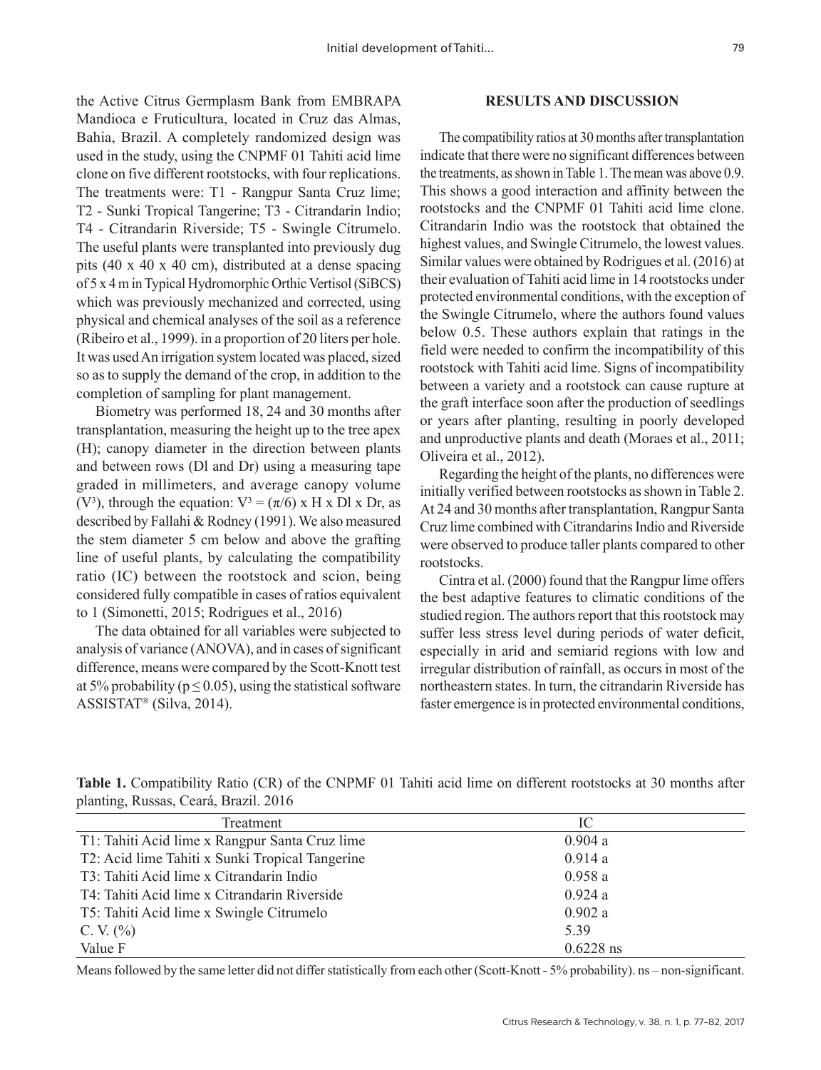the Active Citrus Germplasm Bank from EMBRAPA Mandioca e Fruticultura, located in Cruz das Almas, Bahia, Brazil. A completely randomized design was used in the study, using the CNPMF 01 Tahiti acid lime clone on five different rootstocks, with four replications. The treatments were: T1 - Rangpur Santa Cruz lime; T2 - Sunki Tropical Tangerine; T3 - Citrandarin Indio; T4 - Citrandarin Riverside; T5 - Swingle Citrumelo. The useful plants were transplanted into previously dug pits (40 x 40 x 40 cm), distributed at a dense spacing of 5 x 4 m in Typical Hydromorphic Orthic Vertisol (SiBCS) which was previously mechanized and corrected, using physical and chemical analyses of the soil as a reference (Ribeiro et al., 1999). in a proportion of 20 liters per hole. It was used An irrigation system located was placed, sized so as to supply the demand of the crop, in addition to the completion of sampling for plant management.

Biometry was performed 18, 24 and 30 months after transplantation, measuring the height up to the tree apex (H); canopy diameter in the direction between plants and between rows (Dl and Dr) using a measuring tape graded in millimeters, and average canopy volume ($V^3$), through the equation: $V^3 = (\pi/6) \times H \times Dl \times Dr$, as described by Fallahi & Rodney (1991). We also measured the stem diameter 5 cm below and above the grafting line of useful plants, by calculating the compatibility ratio (IC) between the rootstock and scion, being considered fully compatible in cases of ratios equivalent to 1 (Simonetti, 2015; Rodrigues et al., 2016)

The data obtained for all variables were subjected to analysis of variance (ANOVA), and in cases of significant difference, means were compared by the Scott-Knott test at 5% probability ($p \leq 0.05$), using the statistical software ASSISTAT® (Silva, 2014).

## RESULTS AND DISCUSSION

The compatibility ratios at 30 months after transplantation indicate that there were no significant differences between the treatments, as shown in Table 1. The mean was above 0.9. This shows a good interaction and affinity between the rootstocks and the CNPMF 01 Tahiti acid lime clone. Citrandarin Indio was the rootstock that obtained the highest values, and Swingle Citrumelo, the lowest values. Similar values were obtained by Rodrigues et al. (2016) at their evaluation of Tahiti acid lime in 14 rootstocks under protected environmental conditions, with the exception of the Swingle Citrumelo, where the authors found values below 0.5. These authors explain that ratings in the field were needed to confirm the incompatibility of this rootstock with Tahiti acid lime. Signs of incompatibility between a variety and a rootstock can cause rupture at the graft interface soon after the production of seedlings or years after planting, resulting in poorly developed and unproductive plants and death (Moraes et al., 2011; Oliveira et al., 2012).

Regarding the height of the plants, no differences were initially verified between rootstocks as shown in Table 2. At 24 and 30 months after transplantation, Rangpur Santa Cruz lime combined with Citrandarins Indio and Riverside were observed to produce taller plants compared to other rootstocks.

Cintra et al. (2000) found that the Rangpur lime offers the best adaptive features to climatic conditions of the studied region. The authors report that this rootstock may suffer less stress level during periods of water deficit, especially in arid and semiarid regions with low and irregular distribution of rainfall, as occurs in most of the northeastern states. In turn, the citrandarin Riverside has faster emergence is in protected environmental conditions,

**Table 1.** Compatibility Ratio (CR) of the CNPMF 01 Tahiti acid lime on different rootstocks at 30 months after planting, Russas, Ceará, Brazil. 2016

| Treatment | IC |
|---|---|
| T1: Tahiti Acid lime x Rangpur Santa Cruz lime | 0.904 a |
| T2: Acid lime Tahiti x Sunki Tropical Tangerine | 0.914 a |
| T3: Tahiti Acid lime x Citrandarin Indio | 0.958 a |
| T4: Tahiti Acid lime x Citrandarin Riverside | 0.924 a |
| T5: Tahiti Acid lime x Swingle Citrumelo | 0.902 a |
| C. V. (%) | 5.39 |
| Value F | 0.6228 ns |

Means followed by the same letter did not differ statistically from each other (Scott-Knott - 5% probability). ns – non-significant.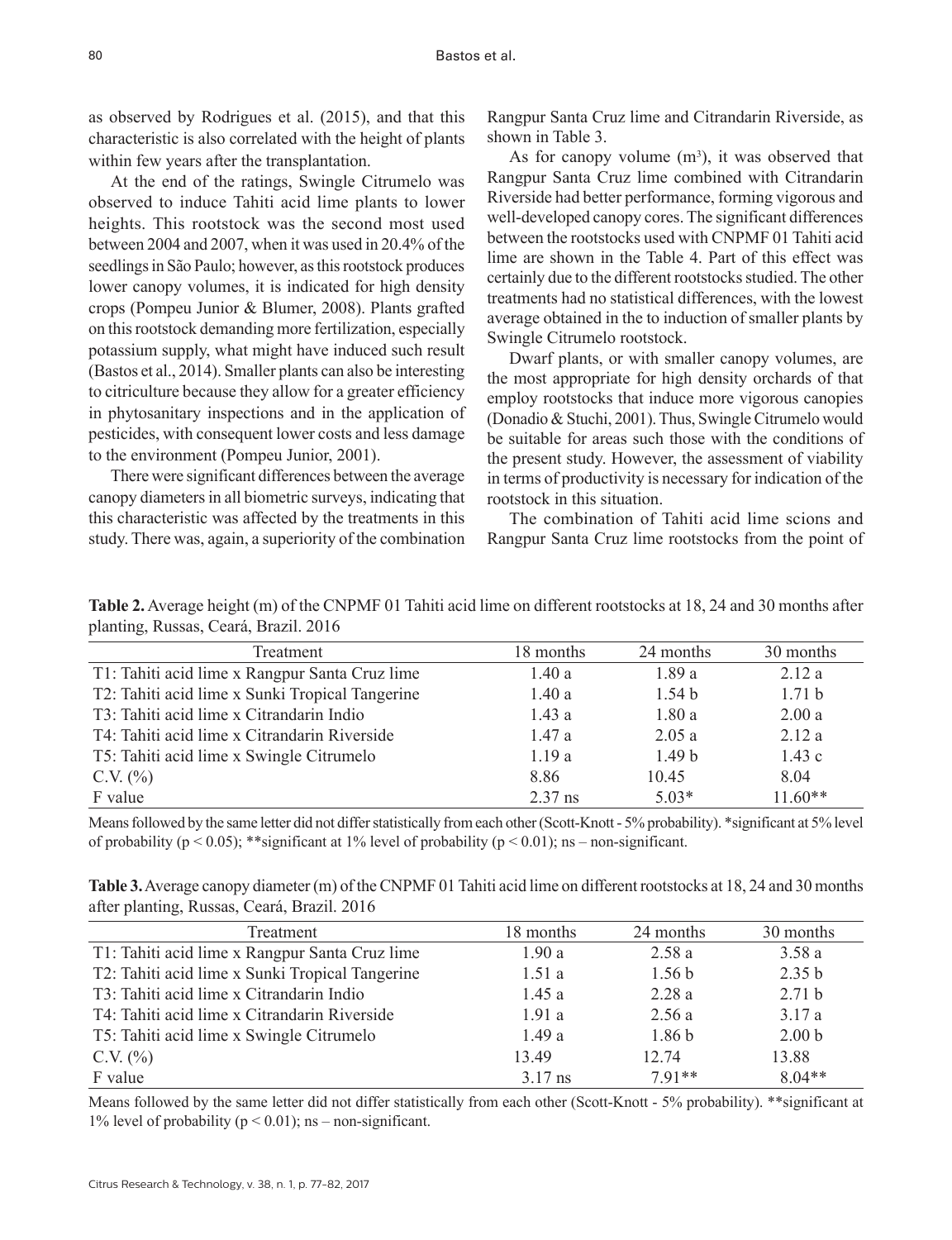as observed by Rodrigues et al. (2015), and that this characteristic is also correlated with the height of plants within few years after the transplantation.

At the end of the ratings, Swingle Citrumelo was observed to induce Tahiti acid lime plants to lower heights. This rootstock was the second most used between 2004 and 2007, when it was used in 20.4% of the seedlings in São Paulo; however, as this rootstock produces lower canopy volumes, it is indicated for high density crops (Pompeu Junior & Blumer, 2008). Plants grafted on this rootstock demanding more fertilization, especially potassium supply, what might have induced such result (Bastos et al., 2014). Smaller plants can also be interesting to citriculture because they allow for a greater efficiency in phytosanitary inspections and in the application of pesticides, with consequent lower costs and less damage to the environment (Pompeu Junior, 2001).

There were significant differences between the average canopy diameters in all biometric surveys, indicating that this characteristic was affected by the treatments in this study. There was, again, a superiority of the combination Rangpur Santa Cruz lime and Citrandarin Riverside, as shown in Table 3.

As for canopy volume ($m^3$), it was observed that Rangpur Santa Cruz lime combined with Citrandarin Riverside had better performance, forming vigorous and well-developed canopy cores. The significant differences between the rootstocks used with CNPMF 01 Tahiti acid lime are shown in the Table 4. Part of this effect was certainly due to the different rootstocks studied. The other treatments had no statistical differences, with the lowest average obtained in the to induction of smaller plants by Swingle Citrumelo rootstock.

Dwarf plants, or with smaller canopy volumes, are the most appropriate for high density orchards of that employ rootstocks that induce more vigorous canopies (Donadio & Stuchi, 2001). Thus, Swingle Citrumelo would be suitable for areas such those with the conditions of the present study. However, the assessment of viability in terms of productivity is necessary for indication of the rootstock in this situation.

The combination of Tahiti acid lime scions and Rangpur Santa Cruz lime rootstocks from the point of

**Table 2.** Average height (m) of the CNPMF 01 Tahiti acid lime on different rootstocks at 18, 24 and 30 months after planting, Russas, Ceará, Brazil. 2016

| Treatment | 18 months | 24 months | 30 months |
|---|---|---|---|
| T1: Tahiti acid lime x Rangpur Santa Cruz lime | 1.40 a | 1.89 a | 2.12 a |
| T2: Tahiti acid lime x Sunki Tropical Tangerine | 1.40 a | 1.54 b | 1.71 b |
| T3: Tahiti acid lime x Citrandarin Indio | 1.43 a | 1.80 a | 2.00 a |
| T4: Tahiti acid lime x Citrandarin Riverside | 1.47 a | 2.05 a | 2.12 a |
| T5: Tahiti acid lime x Swingle Citrumelo | 1.19 a | 1.49 b | 1.43 c |
| C.V. (%) | 8.86 | 10.45 | 8.04 |
| F value | 2.37 ns | 5.03* | 11.60** |

Means followed by the same letter did not differ statistically from each other (Scott-Knott - 5% probability). *significant at 5% level of probability ($p < 0.05$); **significant at 1% level of probability ($p < 0.01$); ns – non-significant.

**Table 3.** Average canopy diameter (m) of the CNPMF 01 Tahiti acid lime on different rootstocks at 18, 24 and 30 months after planting, Russas, Ceará, Brazil. 2016

| Treatment | 18 months | 24 months | 30 months |
|---|---|---|---|
| T1: Tahiti acid lime x Rangpur Santa Cruz lime | 1.90 a | 2.58 a | 3.58 a |
| T2: Tahiti acid lime x Sunki Tropical Tangerine | 1.51 a | 1.56 b | 2.35 b |
| T3: Tahiti acid lime x Citrandarin Indio | 1.45 a | 2.28 a | 2.71 b |
| T4: Tahiti acid lime x Citrandarin Riverside | 1.91 a | 2.56 a | 3.17 a |
| T5: Tahiti acid lime x Swingle Citrumelo | 1.49 a | 1.86 b | 2.00 b |
| C.V. (%) | 13.49 | 12.74 | 13.88 |
| F value | 3.17 ns | 7.91** | 8.04** |

Means followed by the same letter did not differ statistically from each other (Scott-Knott - 5% probability). **significant at 1% level of probability ($p < 0.01$); ns – non-significant.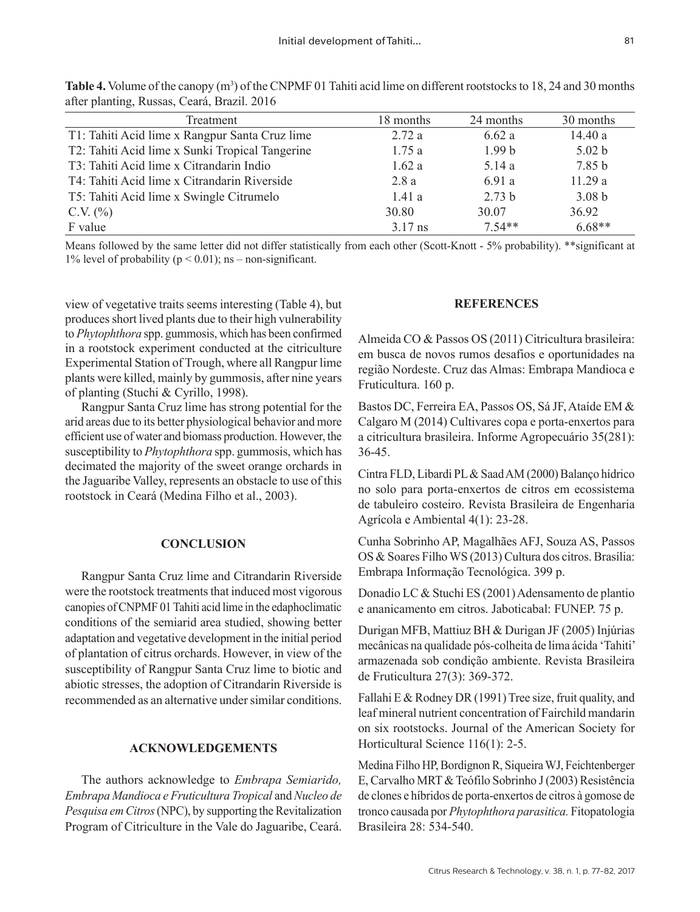**Table 4.** Volume of the canopy ($m^3$) of the CNPMF 01 Tahiti acid lime on different rootstocks to 18, 24 and 30 months after planting, Russas, Ceará, Brazil. 2016

| Treatment | 18 months | 24 months | 30 months |
|---|---|---|---|
| T1: Tahiti Acid lime x Rangpur Santa Cruz lime | 2.72 a | 6.62 a | 14.40 a |
| T2: Tahiti Acid lime x Sunki Tropical Tangerine | 1.75 a | 1.99 b | 5.02 b |
| T3: Tahiti Acid lime x Citrandarin Indio | 1.62 a | 5.14 a | 7.85 b |
| T4: Tahiti Acid lime x Citrandarin Riverside | 2.8 a | 6.91 a | 11.29 a |
| T5: Tahiti Acid lime x Swingle Citrumelo | 1.41 a | 2.73 b | 3.08 b |
| C.V. (%) | 30.80 | 30.07 | 36.92 |
| F value | 3.17 ns | 7.54** | 6.68** |

Means followed by the same letter did not differ statistically from each other (Scott-Knott - 5% probability). **significant at 1% level of probability ($p < 0.01$); ns – non-significant.

view of vegetative traits seems interesting (Table 4), but produces short lived plants due to their high vulnerability to *Phytophthora* spp. gummosis, which has been confirmed in a rootstock experiment conducted at the citriculture Experimental Station of Trough, where all Rangpur lime plants were killed, mainly by gummosis, after nine years of planting (Stuchi & Cyrillo, 1998).

Rangpur Santa Cruz lime has strong potential for the arid areas due to its better physiological behavior and more efficient use of water and biomass production. However, the susceptibility to *Phytophthora* spp. gummosis, which has decimated the majority of the sweet orange orchards in the Jaguaribe Valley, represents an obstacle to use of this rootstock in Ceará (Medina Filho et al., 2003).

## CONCLUSION

Rangpur Santa Cruz lime and Citrandarin Riverside were the rootstock treatments that induced most vigorous canopies of CNPMF 01 Tahiti acid lime in the edaphoclimatic conditions of the semiarid area studied, showing better adaptation and vegetative development in the initial period of plantation of citrus orchards. However, in view of the susceptibility of Rangpur Santa Cruz lime to biotic and abiotic stresses, the adoption of Citrandarin Riverside is recommended as an alternative under similar conditions.

## ACKNOWLEDGEMENTS

The authors acknowledge to *Embrapa Semiarido, Embrapa Mandioca e Fruticultura Tropical* and *Nucleo de Pesquisa em Citros* (NPC), by supporting the Revitalization Program of Citriculture in the Vale do Jaguaribe, Ceará.

## REFERENCES

Almeida CO & Passos OS (2011) Citricultura brasileira: em busca de novos rumos desafios e oportunidades na região Nordeste. Cruz das Almas: Embrapa Mandioca e Fruticultura. 160 p.

Bastos DC, Ferreira EA, Passos OS, Sá JF, Ataíde EM & Calgaro M (2014) Cultivares copa e porta-enxertos para a citricultura brasileira. Informe Agropecuário 35(281): 36-45.

Cintra FLD, Libardi PL & Saad AM (2000) Balanço hídrico no solo para porta-enxertos de citros em ecossistema de tabuleiro costeiro. Revista Brasileira de Engenharia Agrícola e Ambiental 4(1): 23-28.

Cunha Sobrinho AP, Magalhães AFJ, Souza AS, Passos OS & Soares Filho WS (2013) Cultura dos citros. Brasília: Embrapa Informação Tecnológica. 399 p.

Donadio LC & Stuchi ES (2001) Adensamento de plantio e ananicamento em citros. Jaboticabal: FUNEP. 75 p.

Durigan MFB, Mattiuz BH & Durigan JF (2005) Injúrias mecânicas na qualidade pós-colheita de lima ácida 'Tahiti' armazenada sob condição ambiente. Revista Brasileira de Fruticultura 27(3): 369-372.

Fallahi E & Rodney DR (1991) Tree size, fruit quality, and leaf mineral nutrient concentration of Fairchild mandarin on six rootstocks. Journal of the American Society for Horticultural Science 116(1): 2-5.

Medina Filho HP, Bordignon R, Siqueira WJ, Feichtenberger E, Carvalho MRT & Teófilo Sobrinho J (2003) Resistência de clones e híbridos de porta-enxertos de citros à gomose de tronco causada por *Phytophthora parasitica.* Fitopatologia Brasileira 28: 534-540.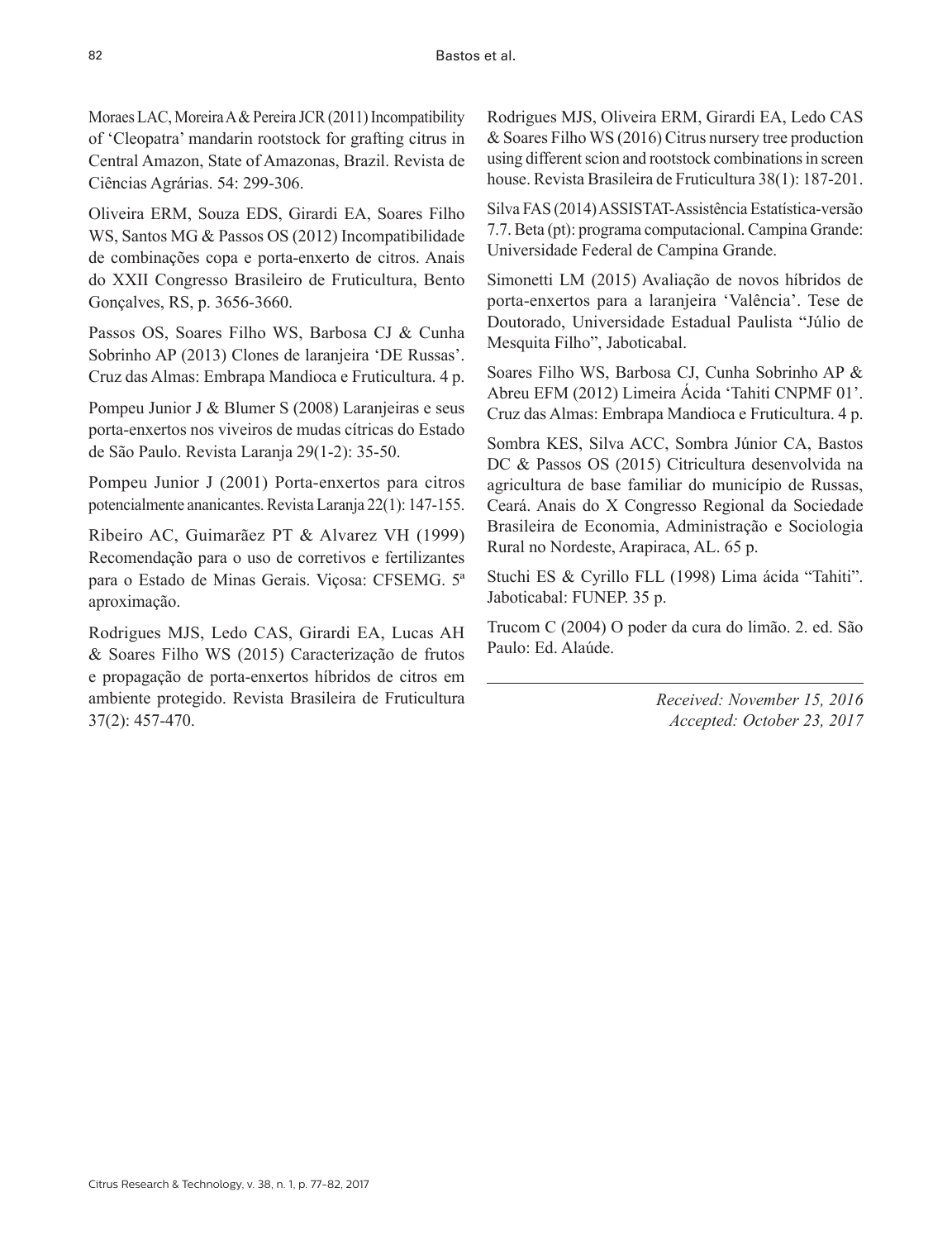Moraes LAC, Moreira A & Pereira JCR (2011) Incompatibility of 'Cleopatra' mandarin rootstock for grafting citrus in Central Amazon, State of Amazonas, Brazil. Revista de Ciências Agrárias. 54: 299-306.

Oliveira ERM, Souza EDS, Girardi EA, Soares Filho WS, Santos MG & Passos OS (2012) Incompatibilidade de combinações copa e porta-enxerto de citros. Anais do XXII Congresso Brasileiro de Fruticultura, Bento Gonçalves, RS, p. 3656-3660.

Passos OS, Soares Filho WS, Barbosa CJ & Cunha Sobrinho AP (2013) Clones de laranjeira 'DE Russas'. Cruz das Almas: Embrapa Mandioca e Fruticultura. 4 p.

Pompeu Junior J & Blumer S (2008) Laranjeiras e seus porta-enxertos nos viveiros de mudas cítricas do Estado de São Paulo. Revista Laranja 29(1-2): 35-50.

Pompeu Junior J (2001) Porta-enxertos para citros potencialmente ananicantes. Revista Laranja 22(1): 147-155.

Ribeiro AC, Guimarãez PT & Alvarez VH (1999) Recomendação para o uso de corretivos e fertilizantes para o Estado de Minas Gerais. Viçosa: CFSEMG. 5ª aproximação.

Rodrigues MJS, Ledo CAS, Girardi EA, Lucas AH & Soares Filho WS (2015) Caracterização de frutos e propagação de porta-enxertos híbridos de citros em ambiente protegido. Revista Brasileira de Fruticultura 37(2): 457-470.

Rodrigues MJS, Oliveira ERM, Girardi EA, Ledo CAS & Soares Filho WS (2016) Citrus nursery tree production using different scion and rootstock combinations in screen house. Revista Brasileira de Fruticultura 38(1): 187-201.

Silva FAS (2014) ASSISTAT-Assistência Estatística-versão 7.7. Beta (pt): programa computacional. Campina Grande: Universidade Federal de Campina Grande.

Simonetti LM (2015) Avaliação de novos híbridos de porta-enxertos para a laranjeira 'Valência'. Tese de Doutorado, Universidade Estadual Paulista "Júlio de Mesquita Filho", Jaboticabal.

Soares Filho WS, Barbosa CJ, Cunha Sobrinho AP & Abreu EFM (2012) Limeira Ácida 'Tahiti CNPMF 01'. Cruz das Almas: Embrapa Mandioca e Fruticultura. 4 p.

Sombra KES, Silva ACC, Sombra Júnior CA, Bastos DC & Passos OS (2015) Citricultura desenvolvida na agricultura de base familiar do município de Russas, Ceará. Anais do X Congresso Regional da Sociedade Brasileira de Economia, Administração e Sociologia Rural no Nordeste, Arapiraca, AL. 65 p.

Stuchi ES & Cyrillo FLL (1998) Lima ácida "Tahiti". Jaboticabal: FUNEP. 35 p.

Trucom C (2004) O poder da cura do limão. 2. ed. São Paulo: Ed. Alaúde.

---

*Received: November 15, 2016*
*Accepted: October 23, 2017*